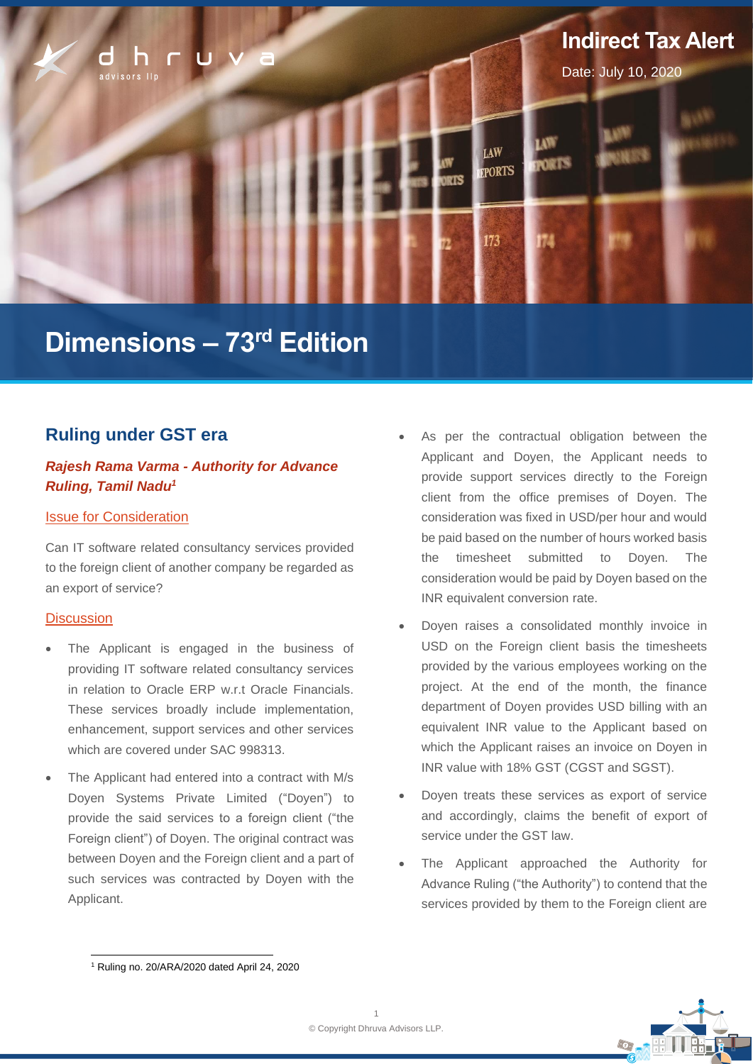Indirect Tax Alert

Date: July 10, 2020

# Dimensions – 73rd Edition

## Ruling under GST era

### *Rajesh Rama Varma - Authority for Advance Ruling, Tamil Nadu*[1]

#### Issue for Consideration

Can IT software related consultancy services provided to the foreign client of another company be regarded as an export of service?

#### Discussion

- The Applicant is engaged in the business of providing IT software related consultancy services in relation to Oracle ERP w.r.t Oracle Financials. These services broadly include implementation, enhancement, support services and other services which are covered under SAC 998313.
- The Applicant had entered into a contract with M/s Doyen Systems Private Limited ("Doyen") to provide the said services to a foreign client ("the Foreign client") of Doyen. The original contract was between Doyen and the Foreign client and a part of such services was contracted by Doyen with the Applicant.
- As per the contractual obligation between the Applicant and Doyen, the Applicant needs to provide support services directly to the Foreign client from the office premises of Doyen. The consideration was fixed in USD/per hour and would be paid based on the number of hours worked basis the timesheet submitted to Doyen. The consideration would be paid by Doyen based on the INR equivalent conversion rate.
- Doyen raises a consolidated monthly invoice in USD on the Foreign client basis the timesheets provided by the various employees working on the project. At the end of the month, the finance department of Doyen provides USD billing with an equivalent INR value to the Applicant based on which the Applicant raises an invoice on Doyen in INR value with 18% GST (CGST and SGST).
- Doyen treats these services as export of service and accordingly, claims the benefit of export of service under the GST law.
- The Applicant approached the Authority for Advance Ruling ("the Authority") to contend that the services provided by them to the Foreign client are

[1] Ruling no. 20/ARA/2020 dated April 24, 2020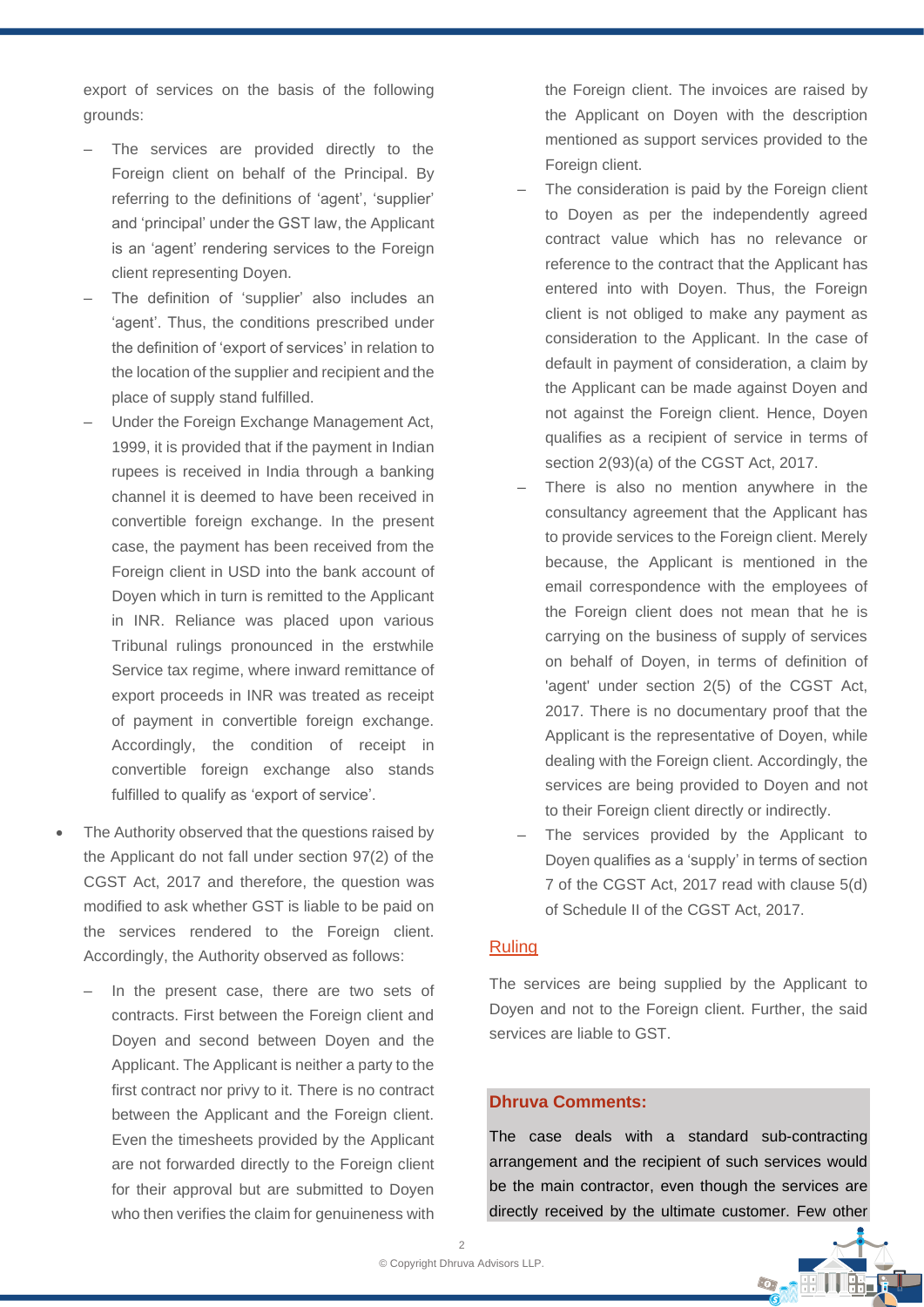export of services on the basis of the following grounds:

- The services are provided directly to the Foreign client on behalf of the Principal. By referring to the definitions of 'agent', 'supplier' and 'principal' under the GST law, the Applicant is an 'agent' rendering services to the Foreign client representing Doyen.
- The definition of 'supplier' also includes an 'agent'. Thus, the conditions prescribed under the definition of 'export of services' in relation to the location of the supplier and recipient and the place of supply stand fulfilled.
- Under the Foreign Exchange Management Act, 1999, it is provided that if the payment in Indian rupees is received in India through a banking channel it is deemed to have been received in convertible foreign exchange. In the present case, the payment has been received from the Foreign client in USD into the bank account of Doyen which in turn is remitted to the Applicant in INR. Reliance was placed upon various Tribunal rulings pronounced in the erstwhile Service tax regime, where inward remittance of export proceeds in INR was treated as receipt of payment in convertible foreign exchange. Accordingly, the condition of receipt in convertible foreign exchange also stands fulfilled to qualify as 'export of service'.

- The Authority observed that the questions raised by the Applicant do not fall under section 97(2) of the CGST Act, 2017 and therefore, the question was modified to ask whether GST is liable to be paid on the services rendered to the Foreign client. Accordingly, the Authority observed as follows:
  - In the present case, there are two sets of contracts. First between the Foreign client and Doyen and second between Doyen and the Applicant. The Applicant is neither a party to the first contract nor privy to it. There is no contract between the Applicant and the Foreign client. Even the timesheets provided by the Applicant are not forwarded directly to the Foreign client for their approval but are submitted to Doyen who then verifies the claim for genuineness with the Foreign client. The invoices are raised by the Applicant on Doyen with the description mentioned as support services provided to the Foreign client.
  - The consideration is paid by the Foreign client to Doyen as per the independently agreed contract value which has no relevance or reference to the contract that the Applicant has entered into with Doyen. Thus, the Foreign client is not obliged to make any payment as consideration to the Applicant. In the case of default in payment of consideration, a claim by the Applicant can be made against Doyen and not against the Foreign client. Hence, Doyen qualifies as a recipient of service in terms of section 2(93)(a) of the CGST Act, 2017.
  - There is also no mention anywhere in the consultancy agreement that the Applicant has to provide services to the Foreign client. Merely because, the Applicant is mentioned in the email correspondence with the employees of the Foreign client does not mean that he is carrying on the business of supply of services on behalf of Doyen, in terms of definition of 'agent' under section 2(5) of the CGST Act, 2017. There is no documentary proof that the Applicant is the representative of Doyen, while dealing with the Foreign client. Accordingly, the services are being provided to Doyen and not to their Foreign client directly or indirectly.
  - The services provided by the Applicant to Doyen qualifies as a 'supply' in terms of section 7 of the CGST Act, 2017 read with clause 5(d) of Schedule II of the CGST Act, 2017.

## Ruling

The services are being supplied by the Applicant to Doyen and not to the Foreign client. Further, the said services are liable to GST.

**Dhruva Comments:**

The case deals with a standard sub-contracting arrangement and the recipient of such services would be the main contractor, even though the services are directly received by the ultimate customer. Few other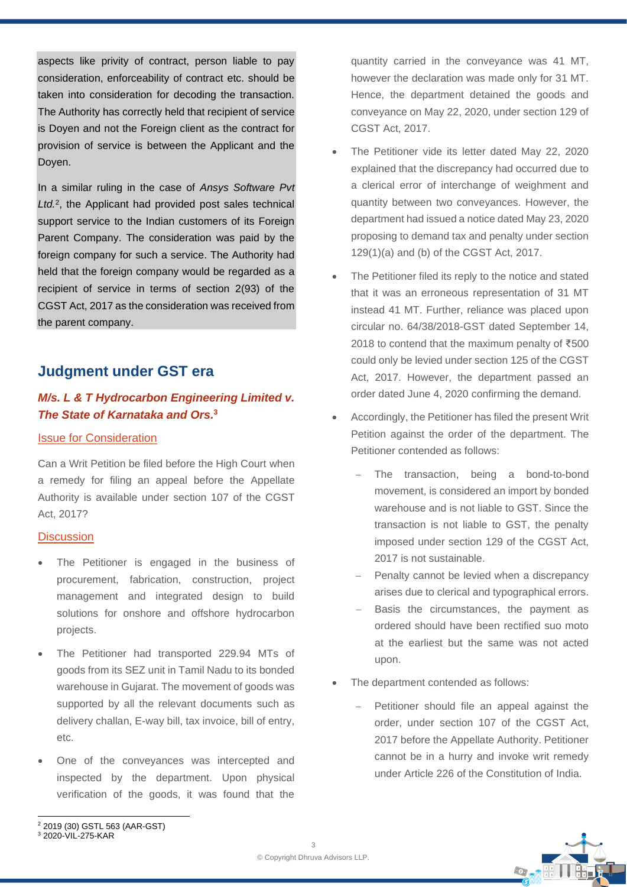aspects like privity of contract, person liable to pay consideration, enforceability of contract etc. should be taken into consideration for decoding the transaction. The Authority has correctly held that recipient of service is Doyen and not the Foreign client as the contract for provision of service is between the Applicant and the Doyen.

In a similar ruling in the case of *Ansys Software Pvt Ltd.*[2], the Applicant had provided post sales technical support service to the Indian customers of its Foreign Parent Company. The consideration was paid by the foreign company for such a service. The Authority had held that the foreign company would be regarded as a recipient of service in terms of section 2(93) of the CGST Act, 2017 as the consideration was received from the parent company.

## Judgment under GST era

### *M/s. L & T Hydrocarbon Engineering Limited v. The State of Karnataka and Ors.*[3]

#### Issue for Consideration

Can a Writ Petition be filed before the High Court when a remedy for filing an appeal before the Appellate Authority is available under section 107 of the CGST Act, 2017?

#### Discussion

- The Petitioner is engaged in the business of procurement, fabrication, construction, project management and integrated design to build solutions for onshore and offshore hydrocarbon projects.
- The Petitioner had transported 229.94 MTs of goods from its SEZ unit in Tamil Nadu to its bonded warehouse in Gujarat. The movement of goods was supported by all the relevant documents such as delivery challan, E-way bill, tax invoice, bill of entry, etc.
- One of the conveyances was intercepted and inspected by the department. Upon physical verification of the goods, it was found that the quantity carried in the conveyance was 41 MT, however the declaration was made only for 31 MT. Hence, the department detained the goods and conveyance on May 22, 2020, under section 129 of CGST Act, 2017.
- The Petitioner vide its letter dated May 22, 2020 explained that the discrepancy had occurred due to a clerical error of interchange of weighment and quantity between two conveyances. However, the department had issued a notice dated May 23, 2020 proposing to demand tax and penalty under section 129(1)(a) and (b) of the CGST Act, 2017.
- The Petitioner filed its reply to the notice and stated that it was an erroneous representation of 31 MT instead 41 MT. Further, reliance was placed upon circular no. 64/38/2018-GST dated September 14, 2018 to contend that the maximum penalty of ₹500 could only be levied under section 125 of the CGST Act, 2017. However, the department passed an order dated June 4, 2020 confirming the demand.
- Accordingly, the Petitioner has filed the present Writ Petition against the order of the department. The Petitioner contended as follows:
  - The transaction, being a bond-to-bond movement, is considered an import by bonded warehouse and is not liable to GST. Since the transaction is not liable to GST, the penalty imposed under section 129 of the CGST Act, 2017 is not sustainable.
  - Penalty cannot be levied when a discrepancy arises due to clerical and typographical errors.
  - Basis the circumstances, the payment as ordered should have been rectified suo moto at the earliest but the same was not acted upon.
- The department contended as follows:
  - Petitioner should file an appeal against the order, under section 107 of the CGST Act, 2017 before the Appellate Authority. Petitioner cannot be in a hurry and invoke writ remedy under Article 226 of the Constitution of India.

---

[2] 2019 (30) GSTL 563 (AAR-GST)

[3] 2020-VIL-275-KAR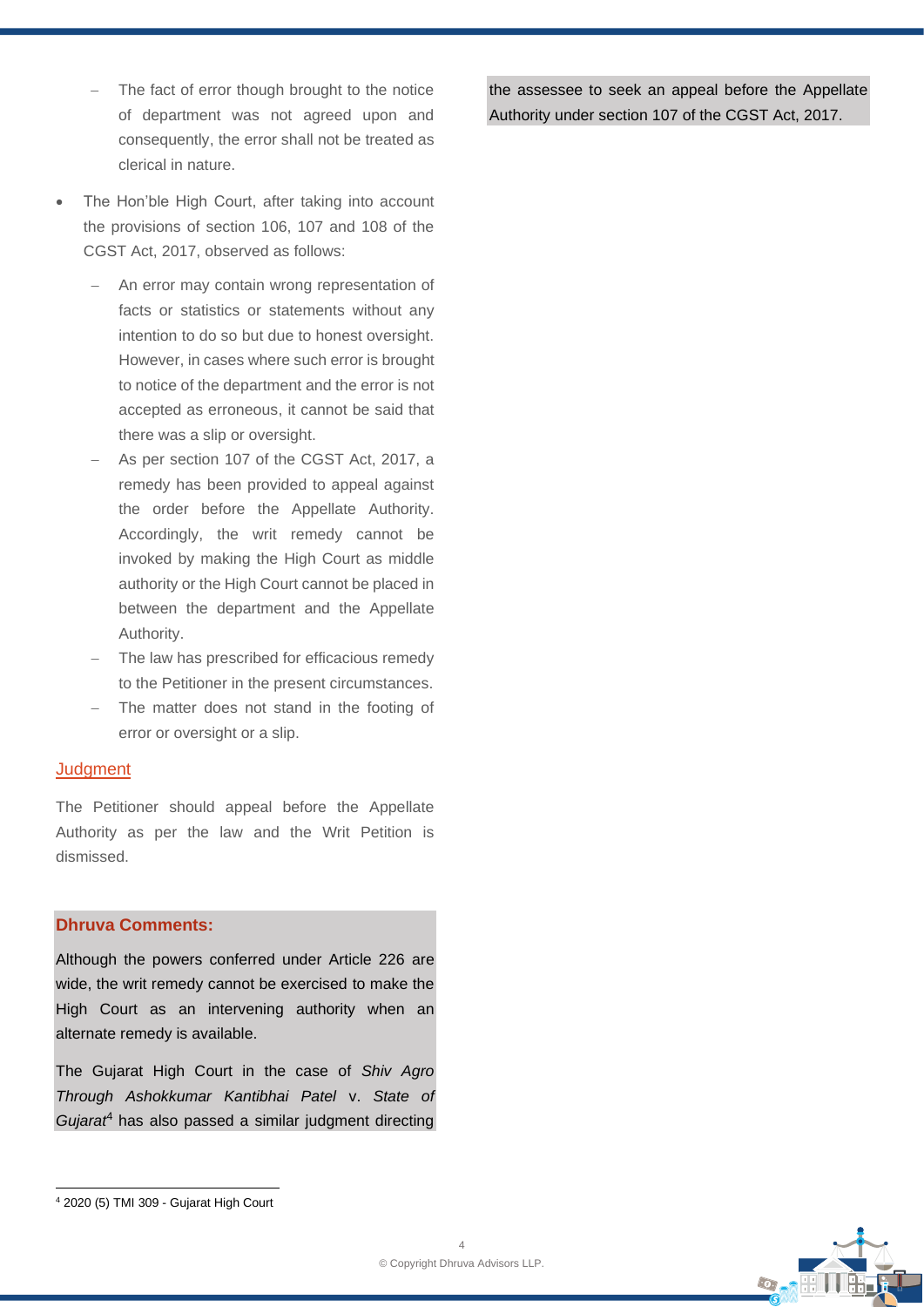- The fact of error though brought to the notice of department was not agreed upon and consequently, the error shall not be treated as clerical in nature.
- The Hon'ble High Court, after taking into account the provisions of section 106, 107 and 108 of the CGST Act, 2017, observed as follows:
  - An error may contain wrong representation of facts or statistics or statements without any intention to do so but due to honest oversight. However, in cases where such error is brought to notice of the department and the error is not accepted as erroneous, it cannot be said that there was a slip or oversight.
  - As per section 107 of the CGST Act, 2017, a remedy has been provided to appeal against the order before the Appellate Authority. Accordingly, the writ remedy cannot be invoked by making the High Court as middle authority or the High Court cannot be placed in between the department and the Appellate Authority.
  - The law has prescribed for efficacious remedy to the Petitioner in the present circumstances.
  - The matter does not stand in the footing of error or oversight or a slip.

### Judgment

The Petitioner should appeal before the Appellate Authority as per the law and the Writ Petition is dismissed.

**Dhruva Comments:**

Although the powers conferred under Article 226 are wide, the writ remedy cannot be exercised to make the High Court as an intervening authority when an alternate remedy is available.

The Gujarat High Court in the case of *Shiv Agro Through Ashokkumar Kantibhai Patel* v. *State of Gujarat*[4] has also passed a similar judgment directing the assessee to seek an appeal before the Appellate Authority under section 107 of the CGST Act, 2017.

---

[4] 2020 (5) TMI 309 - Gujarat High Court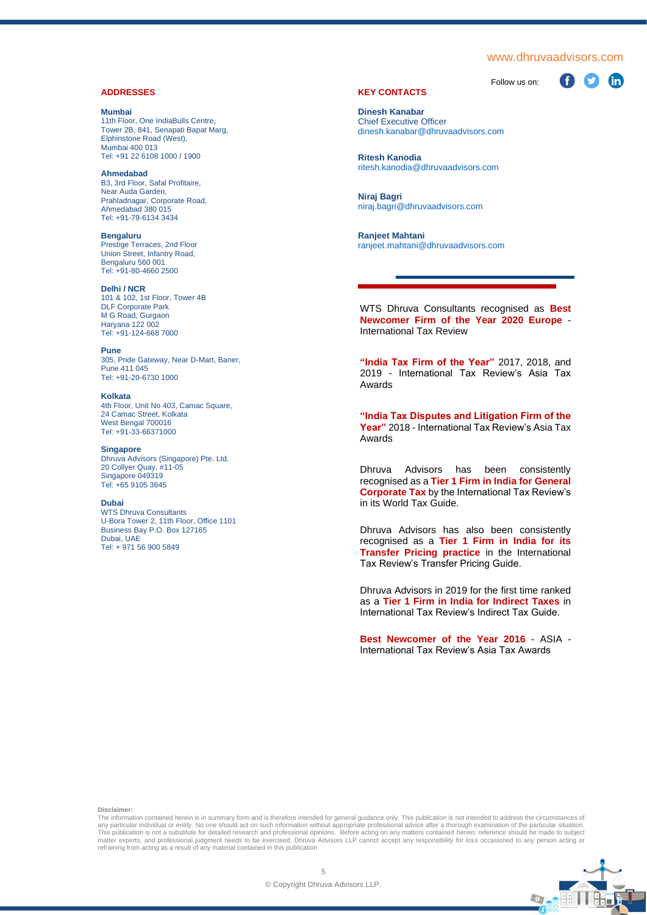www.dhruvaadvisors.com

Follow us on:

## ADDRESSES

**Mumbai**
11th Floor, One IndiaBulls Centre,
Tower 2B, 841, Senapati Bapat Marg,
Elphinstone Road (West),
Mumbai 400 013
Tel: +91 22 6108 1000 / 1900

**Ahmedabad**
B3, 3rd Floor, Safal Profitaire,
Near Auda Garden,
Prahladnagar, Corporate Road,
Ahmedabad 380 015
Tel: +91-79-6134 3434

**Bengaluru**
Prestige Terraces, 2nd Floor
Union Street, Infantry Road,
Bengaluru 560 001
Tel: +91-80-4660 2500

**Delhi / NCR**
101 & 102, 1st Floor, Tower 4B
DLF Corporate Park
M G Road, Gurgaon
Haryana 122 002
Tel: +91-124-668 7000

**Pune**
305, Pride Gateway, Near D-Mart, Baner,
Pune 411 045
Tel: +91-20-6730 1000

**Kolkata**
4th Floor, Unit No 403, Camac Square,
24 Camac Street, Kolkata
West Bengal 700016
Tel: +91-33-66371000

**Singapore**
Dhruva Advisors (Singapore) Pte. Ltd.
20 Collyer Quay, #11-05
Singapore 049319
Tel: +65 9105 3645

**Dubai**
WTS Dhruva Consultants
U-Bora Tower 2, 11th Floor, Office 1101
Business Bay P.O. Box 127165
Dubai, UAE
Tel: + 971 56 900 5849

## KEY CONTACTS

**Dinesh Kanabar**
Chief Executive Officer
dinesh.kanabar@dhruvaadvisors.com

**Ritesh Kanodia**
ritesh.kanodia@dhruvaadvisors.com

**Niraj Bagri**
niraj.bagri@dhruvaadvisors.com

**Ranjeet Mahtani**
ranjeet.mahtani@dhruvaadvisors.com

WTS Dhruva Consultants recognised as **Best Newcomer Firm of the Year 2020 Europe** - International Tax Review

**"India Tax Firm of the Year"** 2017, 2018, and 2019 - International Tax Review's Asia Tax Awards

**"India Tax Disputes and Litigation Firm of the Year"** 2018 - International Tax Review's Asia Tax Awards

Dhruva Advisors has been consistently recognised as a **Tier 1 Firm in India for General Corporate Tax** by the International Tax Review's in its World Tax Guide.

Dhruva Advisors has also been consistently recognised as a **Tier 1 Firm in India for its Transfer Pricing practice** in the International Tax Review's Transfer Pricing Guide.

Dhruva Advisors in 2019 for the first time ranked as a **Tier 1 Firm in India for Indirect Taxes** in International Tax Review's Indirect Tax Guide.

**Best Newcomer of the Year 2016** - ASIA - International Tax Review's Asia Tax Awards

**Disclaimer:**
The information contained herein is in summary form and is therefore intended for general guidance only. This publication is not intended to address the circumstances of any particular individual or entity. No one should act on such information without appropriate professional advice after a thorough examination of the particular situation. This publication is not a substitute for detailed research and professional opinions. Before acting on any matters contained herein, reference should be made to subject matter experts, and professional judgment needs to be exercised. Dhruva Advisors LLP cannot accept any responsibility for loss occasioned to any person acting or refraining from acting as a result of any material contained in this publication

© Copyright Dhruva Advisors LLP.